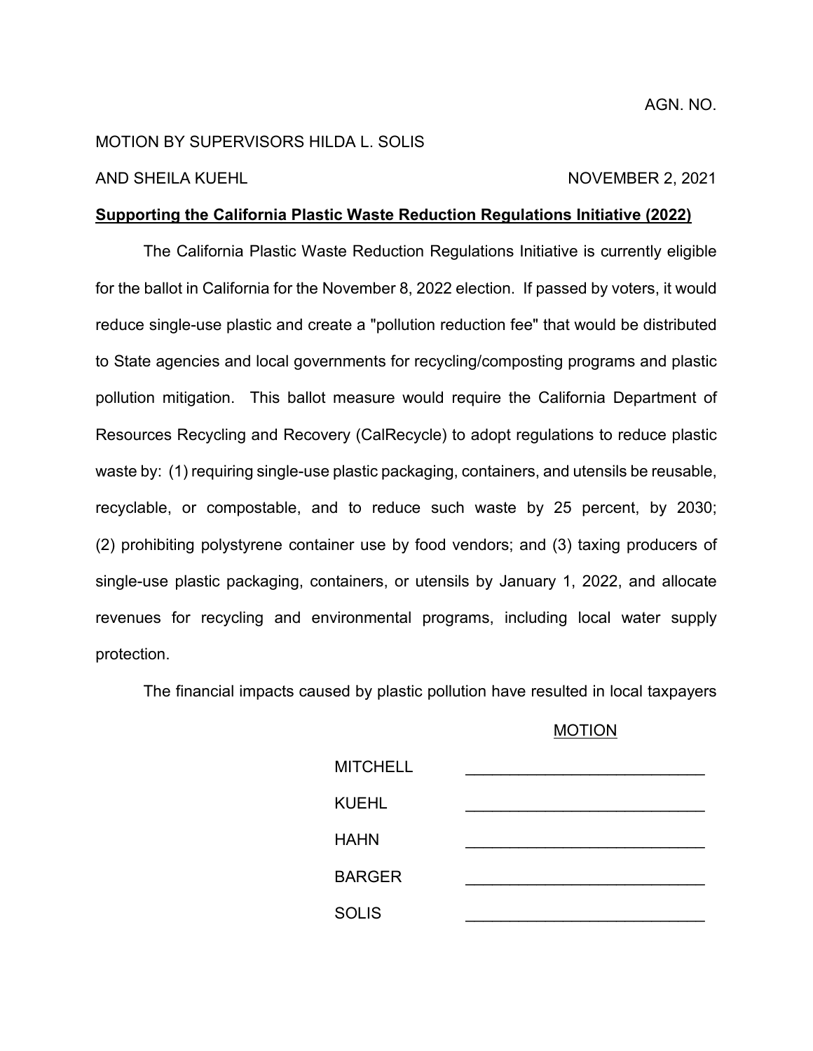AGN. NO.

MOTION BY SUPERVISORS HILDA L. SOLIS

AND SHEILA KUEHL NOVEMBER 2, 2021

**Supporting the California Plastic Waste Reduction Regulations Initiative (2022)**

The California Plastic Waste Reduction Regulations Initiative is currently eligible for the ballot in California for the November 8, 2022 election. If passed by voters, it would reduce single-use plastic and create a "pollution reduction fee" that would be distributed to State agencies and local governments for recycling/composting programs and plastic pollution mitigation. This ballot measure would require the California Department of Resources Recycling and Recovery (CalRecycle) to adopt regulations to reduce plastic waste by: (1) requiring single-use plastic packaging, containers, and utensils be reusable, recyclable, or compostable, and to reduce such waste by 25 percent, by 2030; (2) prohibiting polystyrene container use by food vendors; and (3) taxing producers of single-use plastic packaging, containers, or utensils by January 1, 2022, and allocate revenues for recycling and environmental programs, including local water supply protection.

The financial impacts caused by plastic pollution have resulted in local taxpayers

MOTION

| | |
|---|---|
| MITCHELL | _______________________ |
| KUEHL | _______________________ |
| HAHN | _______________________ |
| BARGER | _______________________ |
| SOLIS | _______________________ |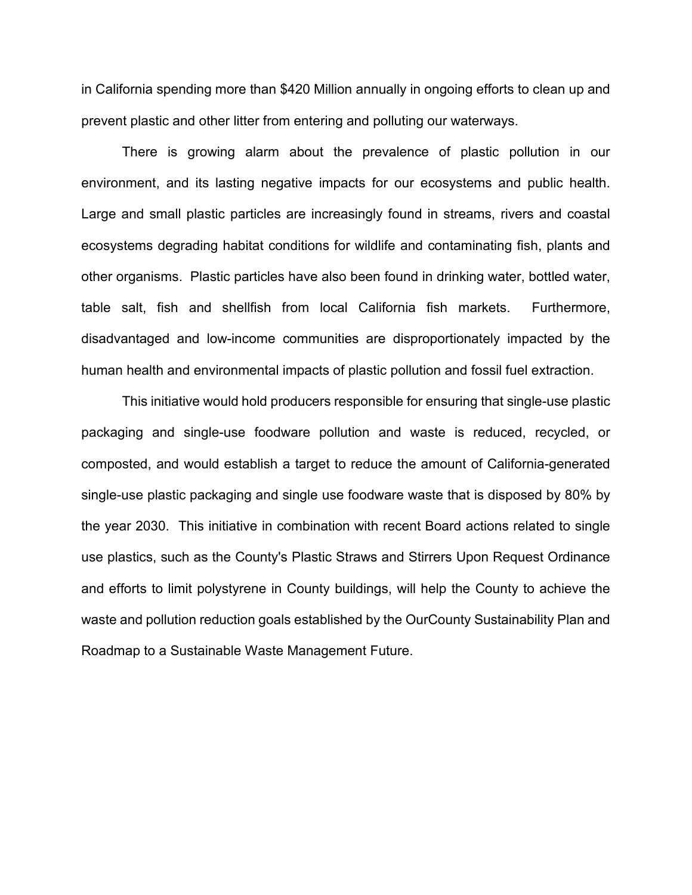in California spending more than $420 Million annually in ongoing efforts to clean up and prevent plastic and other litter from entering and polluting our waterways.

There is growing alarm about the prevalence of plastic pollution in our environment, and its lasting negative impacts for our ecosystems and public health. Large and small plastic particles are increasingly found in streams, rivers and coastal ecosystems degrading habitat conditions for wildlife and contaminating fish, plants and other organisms. Plastic particles have also been found in drinking water, bottled water, table salt, fish and shellfish from local California fish markets. Furthermore, disadvantaged and low-income communities are disproportionately impacted by the human health and environmental impacts of plastic pollution and fossil fuel extraction.

This initiative would hold producers responsible for ensuring that single-use plastic packaging and single-use foodware pollution and waste is reduced, recycled, or composted, and would establish a target to reduce the amount of California-generated single-use plastic packaging and single use foodware waste that is disposed by 80% by the year 2030. This initiative in combination with recent Board actions related to single use plastics, such as the County's Plastic Straws and Stirrers Upon Request Ordinance and efforts to limit polystyrene in County buildings, will help the County to achieve the waste and pollution reduction goals established by the OurCounty Sustainability Plan and Roadmap to a Sustainable Waste Management Future.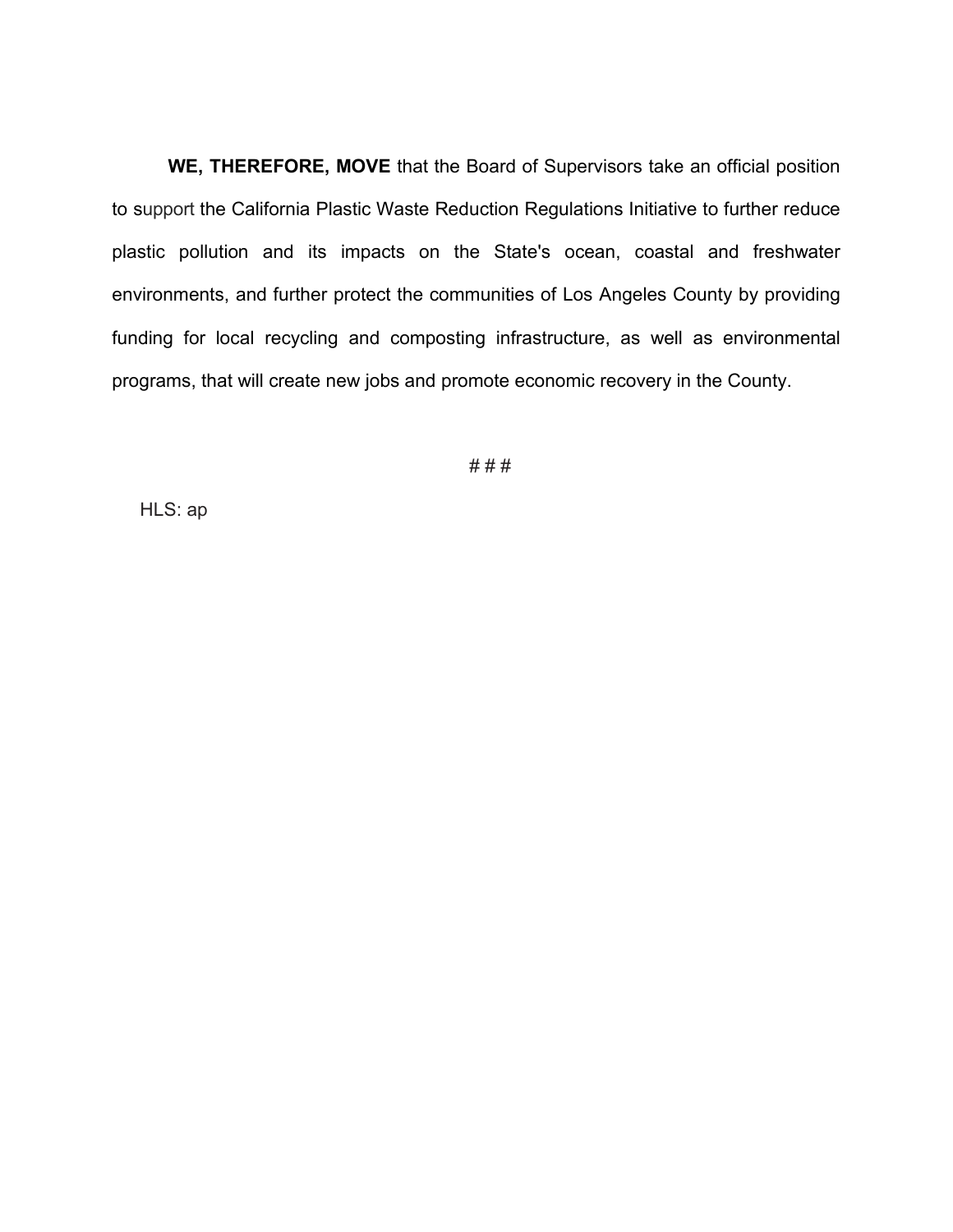**WE, THEREFORE, MOVE** that the Board of Supervisors take an official position to support the California Plastic Waste Reduction Regulations Initiative to further reduce plastic pollution and its impacts on the State's ocean, coastal and freshwater environments, and further protect the communities of Los Angeles County by providing funding for local recycling and composting infrastructure, as well as environmental programs, that will create new jobs and promote economic recovery in the County.

# # #

HLS: ap